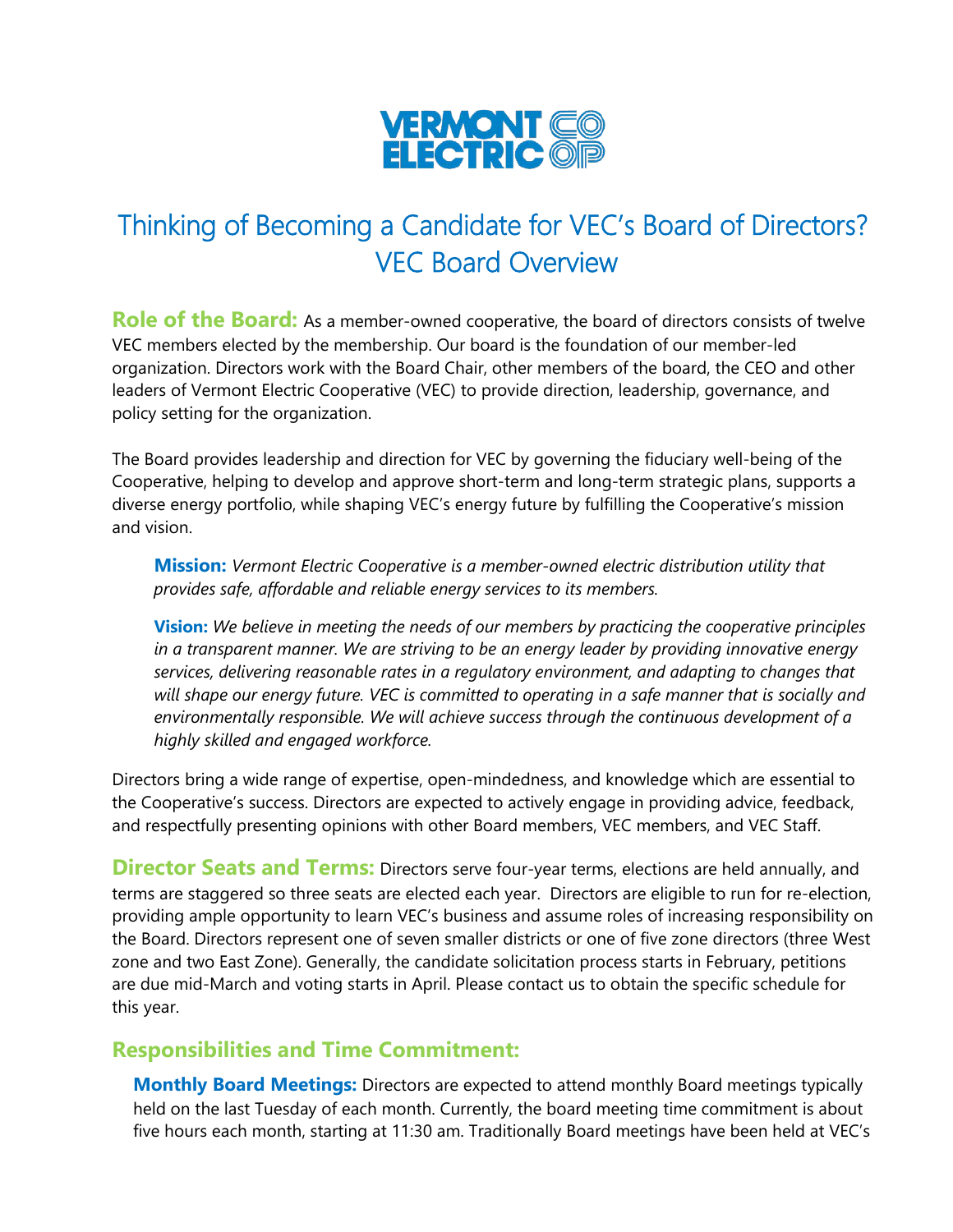VERMONT ELECTRIC CO OP

# Thinking of Becoming a Candidate for VEC's Board of Directors? VEC Board Overview

**Role of the Board:** As a member-owned cooperative, the board of directors consists of twelve VEC members elected by the membership. Our board is the foundation of our member-led organization. Directors work with the Board Chair, other members of the board, the CEO and other leaders of Vermont Electric Cooperative (VEC) to provide direction, leadership, governance, and policy setting for the organization.

The Board provides leadership and direction for VEC by governing the fiduciary well-being of the Cooperative, helping to develop and approve short-term and long-term strategic plans, supports a diverse energy portfolio, while shaping VEC's energy future by fulfilling the Cooperative's mission and vision.

> **Mission:** *Vermont Electric Cooperative is a member-owned electric distribution utility that provides safe, affordable and reliable energy services to its members.*
>
> **Vision:** *We believe in meeting the needs of our members by practicing the cooperative principles in a transparent manner. We are striving to be an energy leader by providing innovative energy services, delivering reasonable rates in a regulatory environment, and adapting to changes that will shape our energy future. VEC is committed to operating in a safe manner that is socially and environmentally responsible. We will achieve success through the continuous development of a highly skilled and engaged workforce.*

Directors bring a wide range of expertise, open-mindedness, and knowledge which are essential to the Cooperative's success. Directors are expected to actively engage in providing advice, feedback, and respectfully presenting opinions with other Board members, VEC members, and VEC Staff.

**Director Seats and Terms:** Directors serve four-year terms, elections are held annually, and terms are staggered so three seats are elected each year. Directors are eligible to run for re-election, providing ample opportunity to learn VEC's business and assume roles of increasing responsibility on the Board. Directors represent one of seven smaller districts or one of five zone directors (three West zone and two East Zone). Generally, the candidate solicitation process starts in February, petitions are due mid-March and voting starts in April. Please contact us to obtain the specific schedule for this year.

## Responsibilities and Time Commitment:

**Monthly Board Meetings:** Directors are expected to attend monthly Board meetings typically held on the last Tuesday of each month. Currently, the board meeting time commitment is about five hours each month, starting at 11:30 am. Traditionally Board meetings have been held at VEC's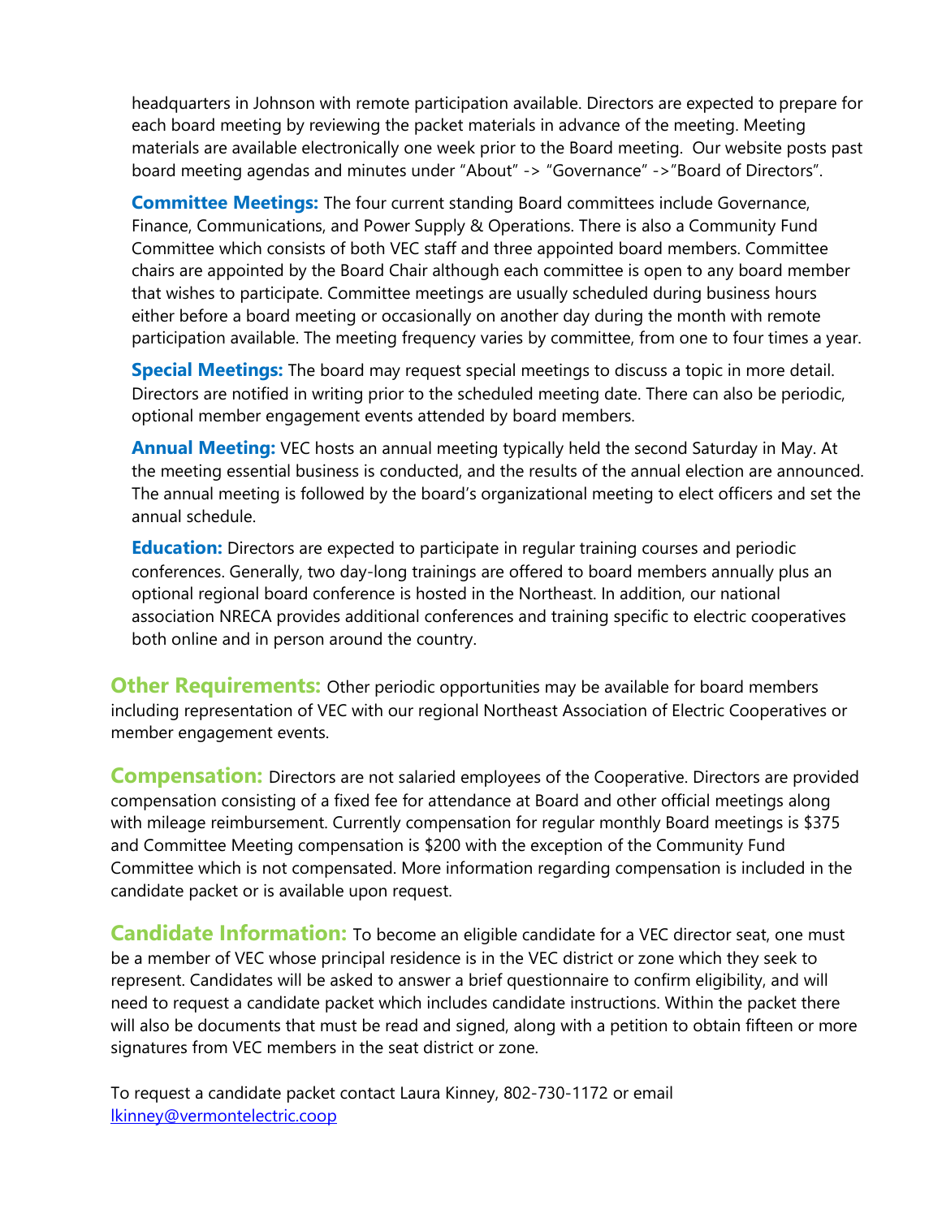headquarters in Johnson with remote participation available. Directors are expected to prepare for each board meeting by reviewing the packet materials in advance of the meeting. Meeting materials are available electronically one week prior to the Board meeting. Our website posts past board meeting agendas and minutes under "About" -> "Governance" ->"Board of Directors".

**Committee Meetings:** The four current standing Board committees include Governance, Finance, Communications, and Power Supply & Operations. There is also a Community Fund Committee which consists of both VEC staff and three appointed board members. Committee chairs are appointed by the Board Chair although each committee is open to any board member that wishes to participate. Committee meetings are usually scheduled during business hours either before a board meeting or occasionally on another day during the month with remote participation available. The meeting frequency varies by committee, from one to four times a year.

**Special Meetings:** The board may request special meetings to discuss a topic in more detail. Directors are notified in writing prior to the scheduled meeting date. There can also be periodic, optional member engagement events attended by board members.

**Annual Meeting:** VEC hosts an annual meeting typically held the second Saturday in May. At the meeting essential business is conducted, and the results of the annual election are announced. The annual meeting is followed by the board's organizational meeting to elect officers and set the annual schedule.

**Education:** Directors are expected to participate in regular training courses and periodic conferences. Generally, two day-long trainings are offered to board members annually plus an optional regional board conference is hosted in the Northeast. In addition, our national association NRECA provides additional conferences and training specific to electric cooperatives both online and in person around the country.

**Other Requirements:** Other periodic opportunities may be available for board members including representation of VEC with our regional Northeast Association of Electric Cooperatives or member engagement events.

**Compensation:** Directors are not salaried employees of the Cooperative. Directors are provided compensation consisting of a fixed fee for attendance at Board and other official meetings along with mileage reimbursement. Currently compensation for regular monthly Board meetings is $375 and Committee Meeting compensation is $200 with the exception of the Community Fund Committee which is not compensated. More information regarding compensation is included in the candidate packet or is available upon request.

**Candidate Information:** To become an eligible candidate for a VEC director seat, one must be a member of VEC whose principal residence is in the VEC district or zone which they seek to represent. Candidates will be asked to answer a brief questionnaire to confirm eligibility, and will need to request a candidate packet which includes candidate instructions. Within the packet there will also be documents that must be read and signed, along with a petition to obtain fifteen or more signatures from VEC members in the seat district or zone.

To request a candidate packet contact Laura Kinney, 802-730-1172 or email [lkinney@vermontelectric.coop](mailto:lkinney@vermontelectric.coop)